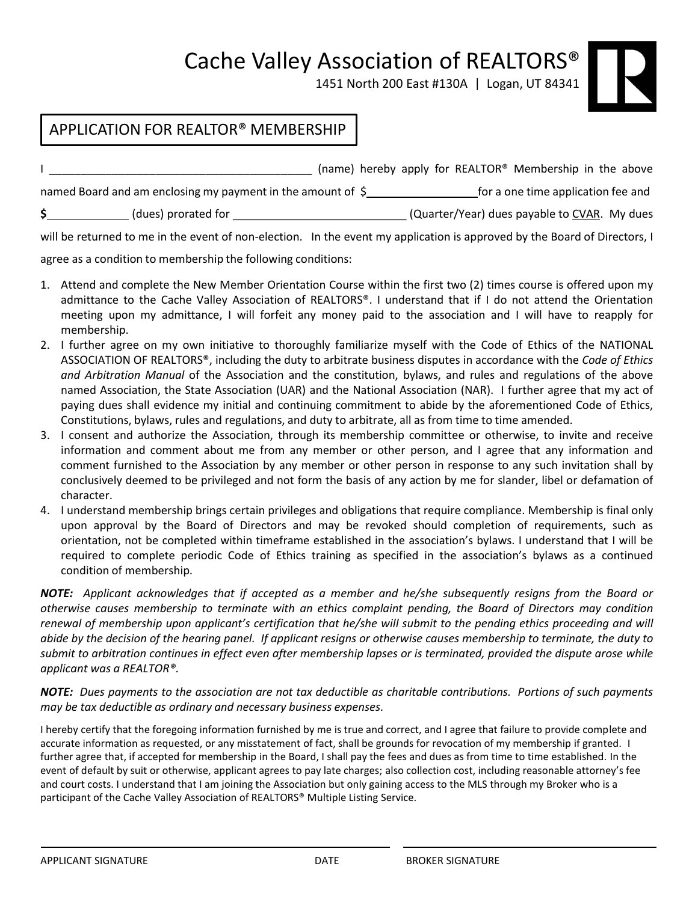# Cache Valley Association of REALTORS®

1451 North 200 East #130A | Logan, UT 84341

## APPLICATION FOR REALTOR® MEMBERSHIP

I ________________________________________ (name) hereby apply for REALTOR® Membership in the above named Board and am enclosing my payment in the amount of $________________ for a one time application fee and **$**____________ (dues) prorated for __________________________ (Quarter/Year) dues payable to CVAR. My dues will be returned to me in the event of non-election. In the event my application is approved by the Board of Directors, I agree as a condition to membership the following conditions:

1. Attend and complete the New Member Orientation Course within the first two (2) times course is offered upon my admittance to the Cache Valley Association of REALTORS®. I understand that if I do not attend the Orientation meeting upon my admittance, I will forfeit any money paid to the association and I will have to reapply for membership.
2. I further agree on my own initiative to thoroughly familiarize myself with the Code of Ethics of the NATIONAL ASSOCIATION OF REALTORS®, including the duty to arbitrate business disputes in accordance with the *Code of Ethics and Arbitration Manual* of the Association and the constitution, bylaws, and rules and regulations of the above named Association, the State Association (UAR) and the National Association (NAR). I further agree that my act of paying dues shall evidence my initial and continuing commitment to abide by the aforementioned Code of Ethics, Constitutions, bylaws, rules and regulations, and duty to arbitrate, all as from time to time amended.
3. I consent and authorize the Association, through its membership committee or otherwise, to invite and receive information and comment about me from any member or other person, and I agree that any information and comment furnished to the Association by any member or other person in response to any such invitation shall by conclusively deemed to be privileged and not form the basis of any action by me for slander, libel or defamation of character.
4. I understand membership brings certain privileges and obligations that require compliance. Membership is final only upon approval by the Board of Directors and may be revoked should completion of requirements, such as orientation, not be completed within timeframe established in the association's bylaws. I understand that I will be required to complete periodic Code of Ethics training as specified in the association's bylaws as a continued condition of membership.

***NOTE:*** *Applicant acknowledges that if accepted as a member and he/she subsequently resigns from the Board or otherwise causes membership to terminate with an ethics complaint pending, the Board of Directors may condition renewal of membership upon applicant's certification that he/she will submit to the pending ethics proceeding and will abide by the decision of the hearing panel. If applicant resigns or otherwise causes membership to terminate, the duty to submit to arbitration continues in effect even after membership lapses or is terminated, provided the dispute arose while applicant was a REALTOR®.*

***NOTE:*** *Dues payments to the association are not tax deductible as charitable contributions. Portions of such payments may be tax deductible as ordinary and necessary business expenses.*

I hereby certify that the foregoing information furnished by me is true and correct, and I agree that failure to provide complete and accurate information as requested, or any misstatement of fact, shall be grounds for revocation of my membership if granted. I further agree that, if accepted for membership in the Board, I shall pay the fees and dues as from time to time established. In the event of default by suit or otherwise, applicant agrees to pay late charges; also collection cost, including reasonable attorney's fee and court costs. I understand that I am joining the Association but only gaining access to the MLS through my Broker who is a participant of the Cache Valley Association of REALTORS® Multiple Listing Service.

______________________________ ______________________________

APPLICANT SIGNATURE DATE BROKER SIGNATURE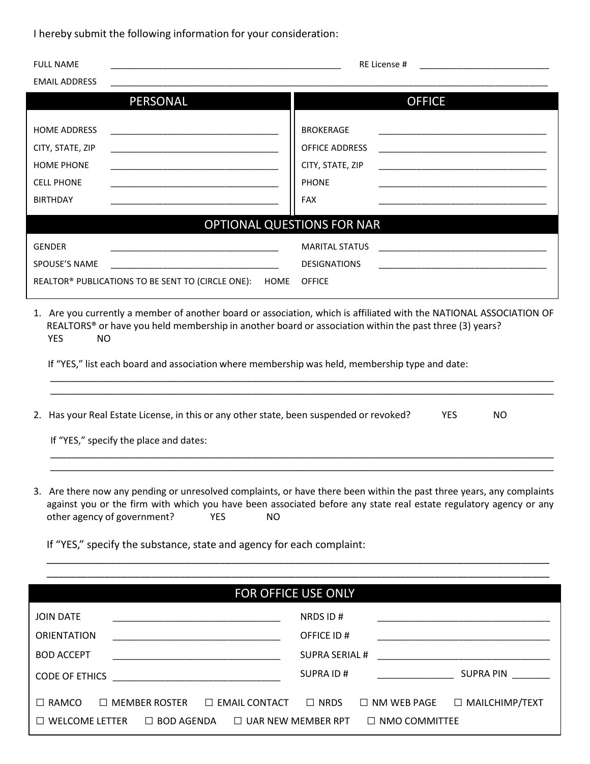I hereby submit the following information for your consideration:

FULL NAME ______________________________ RE License # ______________________

EMAIL ADDRESS ______________________________________________________________

| PERSONAL | | OFFICE | |
|---|---|---|---|
| HOME ADDRESS | ______________________ | BROKERAGE | ______________________ |
| CITY, STATE, ZIP | ______________________ | OFFICE ADDRESS | ______________________ |
| HOME PHONE | ______________________ | CITY, STATE, ZIP | ______________________ |
| CELL PHONE | ______________________ | PHONE | ______________________ |
| BIRTHDAY | ______________________ | FAX | ______________________ |

| OPTIONAL QUESTIONS FOR NAR | | | |
|---|---|---|---|
| GENDER | ______________________ | MARITAL STATUS | ______________________ |
| SPOUSE'S NAME | ______________________ | DESIGNATIONS | ______________________ |

REALTOR® PUBLICATIONS TO BE SENT TO (CIRCLE ONE): HOME OFFICE

1. Are you currently a member of another board or association, which is affiliated with the NATIONAL ASSOCIATION OF REALTORS® or have you held membership in another board or association within the past three (3) years?
   YES NO

   If "YES," list each board and association where membership was held, membership type and date:

   ______________________________________________________________________________

   ______________________________________________________________________________

2. Has your Real Estate License, in this or any other state, been suspended or revoked? YES NO

   If "YES," specify the place and dates:

   ______________________________________________________________________________

   ______________________________________________________________________________

3. Are there now any pending or unresolved complaints, or have there been within the past three years, any complaints against you or the firm with which you have been associated before any state real estate regulatory agency or any other agency of government? YES NO

   If "YES," specify the substance, state and agency for each complaint:

   ______________________________________________________________________________

   ______________________________________________________________________________

| FOR OFFICE USE ONLY | | | |
|---|---|---|---|
| JOIN DATE | ______________________ | NRDS ID # | ______________________ |
| ORIENTATION | ______________________ | OFFICE ID # | ______________________ |
| BOD ACCEPT | ______________________ | SUPRA SERIAL # | ______________________ |
| CODE OF ETHICS | ______________________ | SUPRA ID # | ____________ SUPRA PIN ________ |

☐ RAMCO ☐ MEMBER ROSTER ☐ EMAIL CONTACT ☐ NRDS ☐ NM WEB PAGE ☐ MAILCHIMP/TEXT

☐ WELCOME LETTER ☐ BOD AGENDA ☐ UAR NEW MEMBER RPT ☐ NMO COMMITTEE